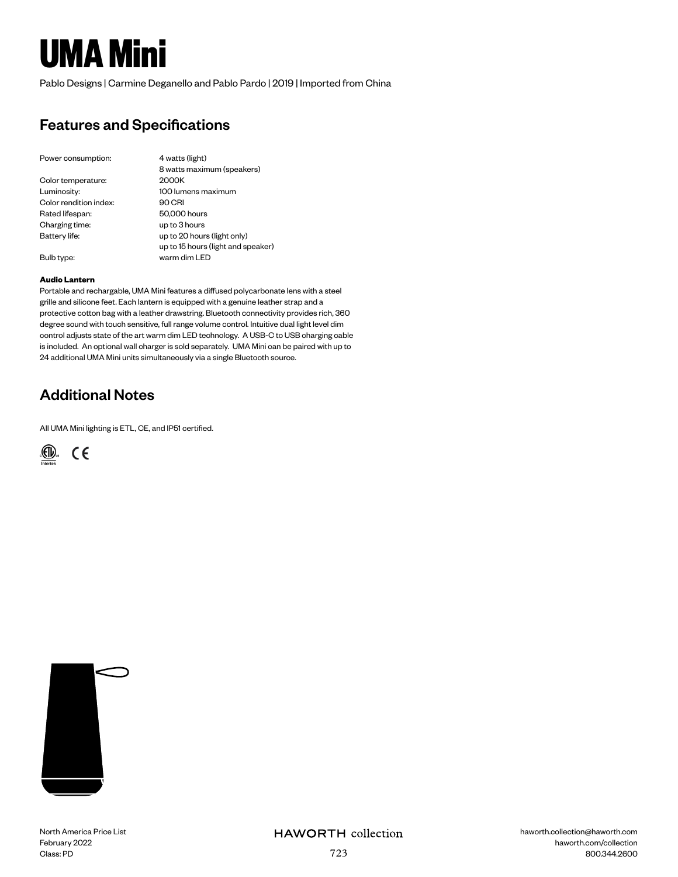# UMA Mini

Pablo Designs | Carmine Deganello and Pablo Pardo | 2019 | Imported from China

## Features and Specifications

| | |
|---|---|
| Power consumption: | 4 watts (light)<br>8 watts maximum (speakers) |
| Color temperature: | 2000K |
| Luminosity: | 100 lumens maximum |
| Color rendition index: | 90 CRI |
| Rated lifespan: | 50,000 hours |
| Charging time: | up to 3 hours |
| Battery life: | up to 20 hours (light only)<br>up to 15 hours (light and speaker) |
| Bulb type: | warm dim LED |

**Audio Lantern**

Portable and rechargable, UMA Mini features a diffused polycarbonate lens with a steel grille and silicone feet. Each lantern is equipped with a genuine leather strap and a protective cotton bag with a leather drawstring. Bluetooth connectivity provides rich, 360 degree sound with touch sensitive, full range volume control. Intuitive dual light level dim control adjusts state of the art warm dim LED technology. A USB-C to USB charging cable is included. An optional wall charger is sold separately. UMA Mini can be paired with up to 24 additional UMA Mini units simultaneously via a single Bluetooth source.

## Additional Notes

All UMA Mini lighting is ETL, CE, and IP51 certified.

North America Price List
February 2022
Class: PD

HAWORTH collection

haworth.collection@haworth.com
haworth.com/collection
800.344.2600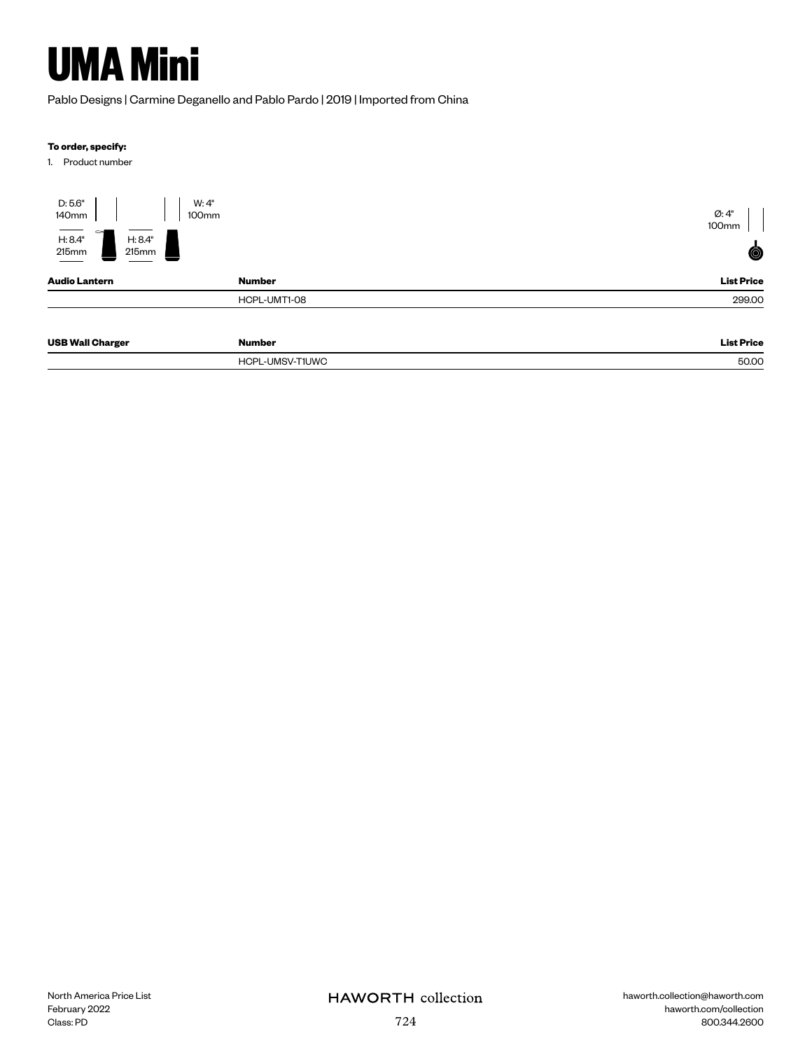# UMA Mini

Pablo Designs | Carmine Deganello and Pablo Pardo | 2019 | Imported from China

**To order, specify:**

1. Product number

D: 5.6" 140mm

W: 4" 100mm

H: 8.4" 215mm

H: 8.4" 215mm

Ø: 4" 100mm

| Audio Lantern | Number | List Price |
| --- | --- | --- |
| | HCPL-UMT1-08 | 299.00 |

| USB Wall Charger | Number | List Price |
| --- | --- | --- |
| | HCPL-UMSV-T1UWC | 50.00 |

North America Price List
February 2022
Class: PD

HAWORTH collection

haworth.collection@haworth.com
haworth.com/collection
800.344.2600